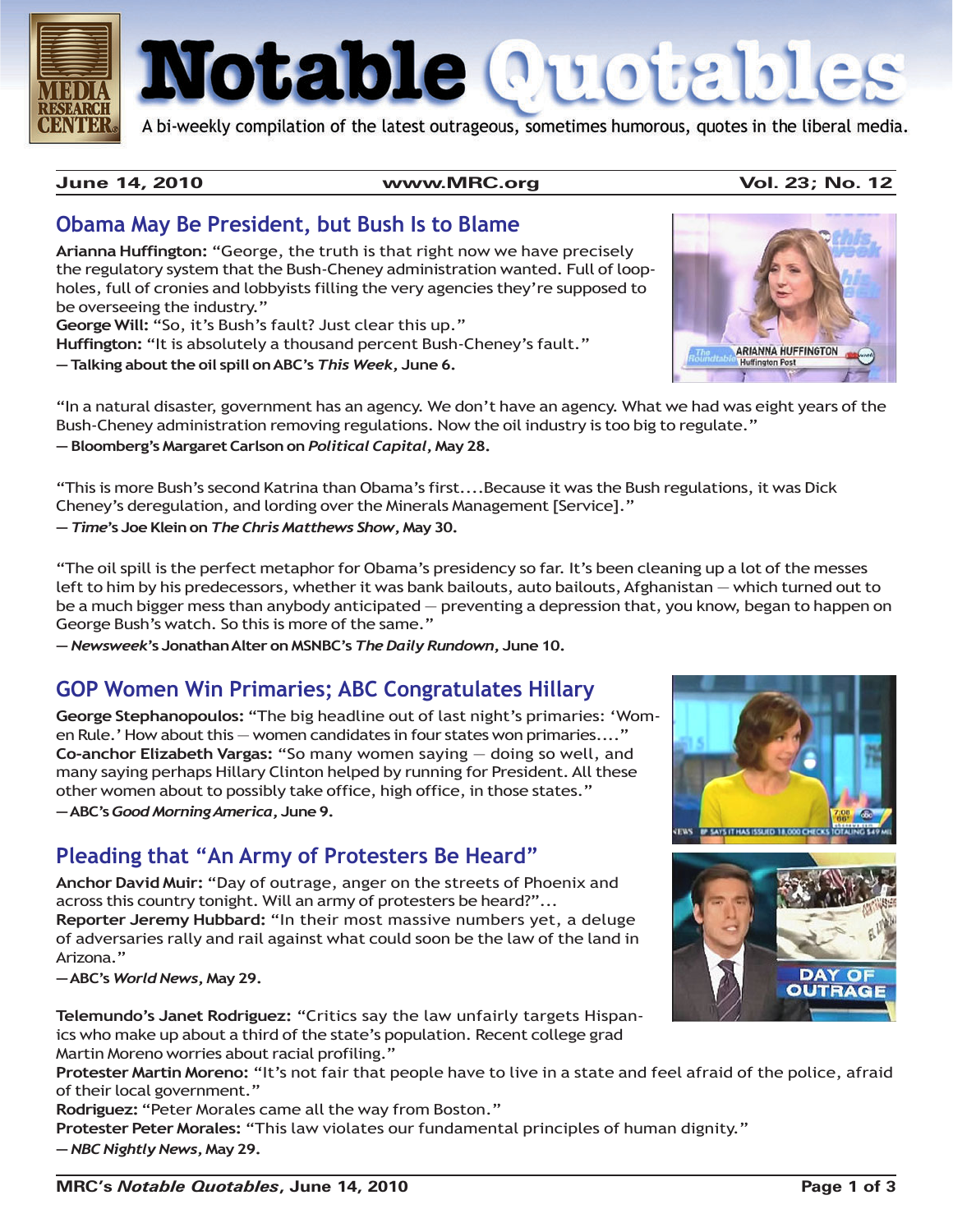# Notable Quotables

A bi-weekly compilation of the latest outrageous, sometimes humorous, quotes in the liberal media.

**June 14, 2010** | **www.MRC.org** | **Vol. 23; No. 12**

## Obama May Be President, but Bush Is to Blame

**Arianna Huffington:** "George, the truth is that right now we have precisely the regulatory system that the Bush-Cheney administration wanted. Full of loopholes, full of cronies and lobbyists filling the very agencies they're supposed to be overseeing the industry."
**George Will:** "So, it's Bush's fault? Just clear this up."
**Huffington:** "It is absolutely a thousand percent Bush-Cheney's fault."
**— Talking about the oil spill on ABC's *This Week*, June 6.**

"In a natural disaster, government has an agency. We don't have an agency. What we had was eight years of the Bush-Cheney administration removing regulations. Now the oil industry is too big to regulate."
**— Bloomberg's Margaret Carlson on *Political Capital*, May 28.**

"This is more Bush's second Katrina than Obama's first....Because it was the Bush regulations, it was Dick Cheney's deregulation, and lording over the Minerals Management [Service]."
**— *Time*'s Joe Klein on *The Chris Matthews Show*, May 30.**

"The oil spill is the perfect metaphor for Obama's presidency so far. It's been cleaning up a lot of the messes left to him by his predecessors, whether it was bank bailouts, auto bailouts, Afghanistan — which turned out to be a much bigger mess than anybody anticipated — preventing a depression that, you know, began to happen on George Bush's watch. So this is more of the same."
**— *Newsweek*'s Jonathan Alter on MSNBC's *The Daily Rundown*, June 10.**

## GOP Women Win Primaries; ABC Congratulates Hillary

**George Stephanopoulos:** "The big headline out of last night's primaries: 'Women Rule.' How about this — women candidates in four states won primaries...."
**Co-anchor Elizabeth Vargas:** "So many women saying — doing so well, and many saying perhaps Hillary Clinton helped by running for President. All these other women about to possibly take office, high office, in those states."
**— ABC's *Good Morning America*, June 9.**

## Pleading that "An Army of Protesters Be Heard"

**Anchor David Muir:** "Day of outrage, anger on the streets of Phoenix and across this country tonight. Will an army of protesters be heard?"...
**Reporter Jeremy Hubbard:** "In their most massive numbers yet, a deluge of adversaries rally and rail against what could soon be the law of the land in Arizona."
**— ABC's *World News*, May 29.**

**Telemundo's Janet Rodriguez:** "Critics say the law unfairly targets Hispanics who make up about a third of the state's population. Recent college grad Martin Moreno worries about racial profiling."
**Protester Martin Moreno:** "It's not fair that people have to live in a state and feel afraid of the police, afraid of their local government."
**Rodriguez:** "Peter Morales came all the way from Boston."
**Protester Peter Morales:** "This law violates our fundamental principles of human dignity."
**— *NBC Nightly News*, May 29.**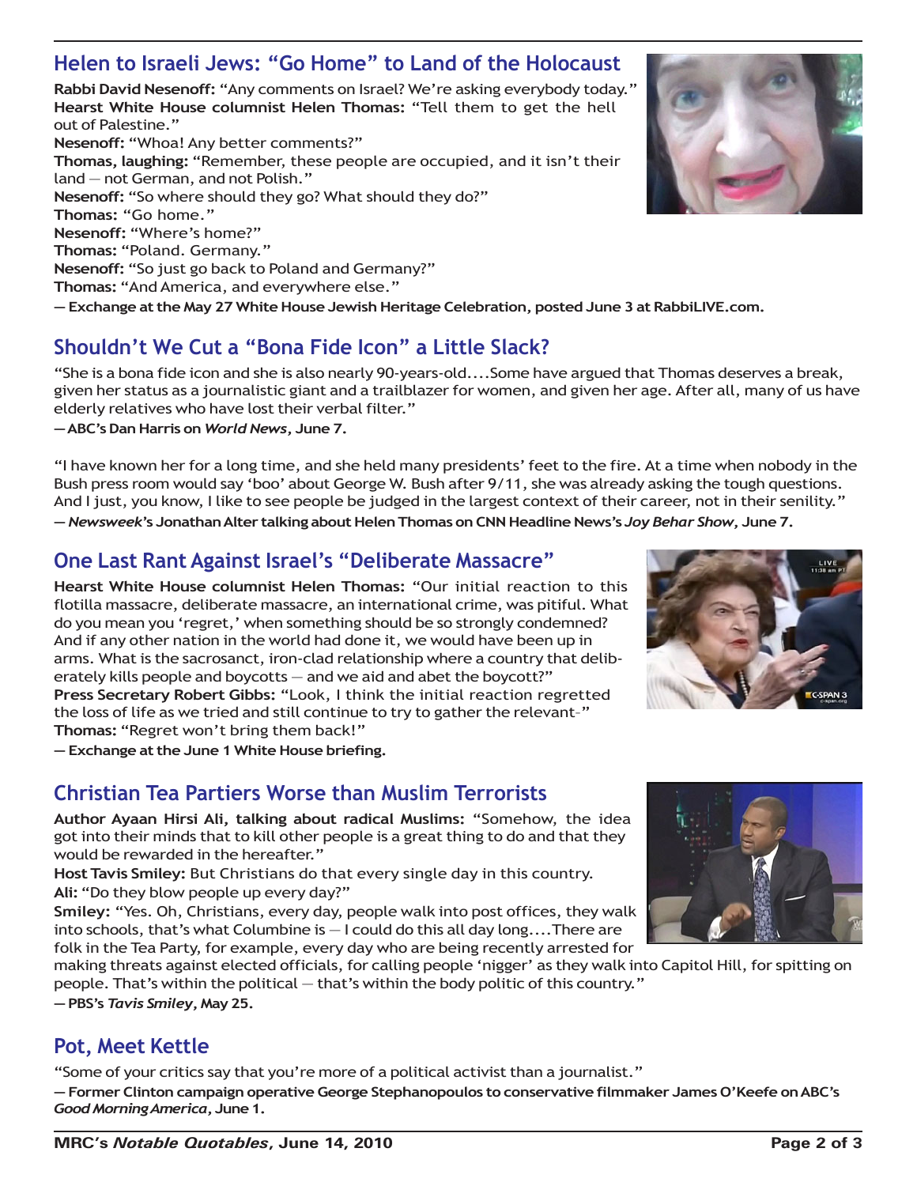## Helen to Israeli Jews: "Go Home" to Land of the Holocaust

**Rabbi David Nesenoff:** "Any comments on Israel? We're asking everybody today."
**Hearst White House columnist Helen Thomas:** "Tell them to get the hell out of Palestine."
**Nesenoff:** "Whoa! Any better comments?"
**Thomas, laughing:** "Remember, these people are occupied, and it isn't their land — not German, and not Polish."
**Nesenoff:** "So where should they go? What should they do?"
**Thomas:** "Go home."
**Nesenoff:** "Where's home?"
**Thomas:** "Poland. Germany."
**Nesenoff:** "So just go back to Poland and Germany?"
**Thomas:** "And America, and everywhere else."
**— Exchange at the May 27 White House Jewish Heritage Celebration, posted June 3 at RabbiLIVE.com.**

## Shouldn't We Cut a "Bona Fide Icon" a Little Slack?

"She is a bona fide icon and she is also nearly 90-years-old....Some have argued that Thomas deserves a break, given her status as a journalistic giant and a trailblazer for women, and given her age. After all, many of us have elderly relatives who have lost their verbal filter."
**— ABC's Dan Harris on *World News*, June 7.**

"I have known her for a long time, and she held many presidents' feet to the fire. At a time when nobody in the Bush press room would say 'boo' about George W. Bush after 9/11, she was already asking the tough questions. And I just, you know, I like to see people be judged in the largest context of their career, not in their senility."
**— *Newsweek*'s Jonathan Alter talking about Helen Thomas on CNN Headline News's *Joy Behar Show*, June 7.**

## One Last Rant Against Israel's "Deliberate Massacre"

**Hearst White House columnist Helen Thomas:** "Our initial reaction to this flotilla massacre, deliberate massacre, an international crime, was pitiful. What do you mean you 'regret,' when something should be so strongly condemned? And if any other nation in the world had done it, we would have been up in arms. What is the sacrosanct, iron-clad relationship where a country that deliberately kills people and boycotts — and we aid and abet the boycott?"
**Press Secretary Robert Gibbs:** "Look, I think the initial reaction regretted the loss of life as we tried and still continue to try to gather the relevant–"
**Thomas:** "Regret won't bring them back!"
**— Exchange at the June 1 White House briefing.**

## Christian Tea Partiers Worse than Muslim Terrorists

**Author Ayaan Hirsi Ali, talking about radical Muslims:** "Somehow, the idea got into their minds that to kill other people is a great thing to do and that they would be rewarded in the hereafter."
**Host Tavis Smiley:** But Christians do that every single day in this country.
**Ali:** "Do they blow people up every day?"
**Smiley:** "Yes. Oh, Christians, every day, people walk into post offices, they walk into schools, that's what Columbine is — I could do this all day long....There are folk in the Tea Party, for example, every day who are being recently arrested for making threats against elected officials, for calling people 'nigger' as they walk into Capitol Hill, for spitting on people. That's within the political — that's within the body politic of this country."
**— PBS's *Tavis Smiley*, May 25.**

## Pot, Meet Kettle

"Some of your critics say that you're more of a political activist than a journalist."
**— Former Clinton campaign operative George Stephanopoulos to conservative filmmaker James O'Keefe on ABC's *Good Morning America*, June 1.**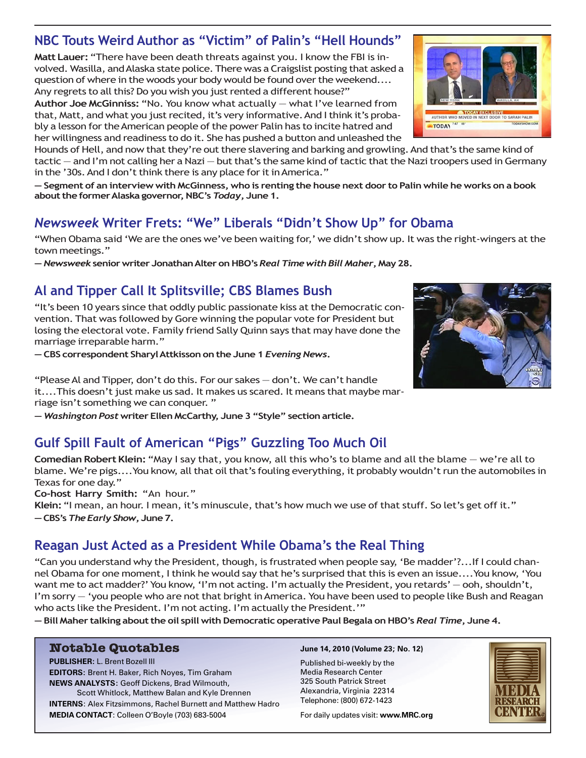## NBC Touts Weird Author as "Victim" of Palin's "Hell Hounds"

**Matt Lauer:** "There have been death threats against you. I know the FBI is involved. Wasilla, and Alaska state police. There was a Craigslist posting that asked a question of where in the woods your body would be found over the weekend.... Any regrets to all this? Do you wish you just rented a different house?"

**Author Joe McGinniss:** "No. You know what actually — what I've learned from that, Matt, and what you just recited, it's very informative. And I think it's probably a lesson for the American people of the power Palin has to incite hatred and her willingness and readiness to do it. She has pushed a button and unleashed the Hounds of Hell, and now that they're out there slavering and barking and growling. And that's the same kind of tactic — and I'm not calling her a Nazi — but that's the same kind of tactic that the Nazi troopers used in Germany in the '30s. And I don't think there is any place for it in America."

**— Segment of an interview with McGinness, who is renting the house next door to Palin while he works on a book about the former Alaska governor, NBC's *Today*, June 1.**

## *Newsweek* Writer Frets: "We" Liberals "Didn't Show Up" for Obama

"When Obama said 'We are the ones we've been waiting for,' we didn't show up. It was the right-wingers at the town meetings."

**— *Newsweek* senior writer Jonathan Alter on HBO's *Real Time with Bill Maher*, May 28.**

## Al and Tipper Call It Splitsville; CBS Blames Bush

"It's been 10 years since that oddly public passionate kiss at the Democratic convention. That was followed by Gore winning the popular vote for President but losing the electoral vote. Family friend Sally Quinn says that may have done the marriage irreparable harm."

**— CBS correspondent Sharyl Attkisson on the June 1 *Evening News*.**

"Please Al and Tipper, don't do this. For our sakes — don't. We can't handle it....This doesn't just make us sad. It makes us scared. It means that maybe marriage isn't something we can conquer. "

**— *Washington Post* writer Ellen McCarthy, June 3 "Style" section article.**

## Gulf Spill Fault of American "Pigs" Guzzling Too Much Oil

**Comedian Robert Klein:** "May I say that, you know, all this who's to blame and all the blame — we're all to blame. We're pigs....You know, all that oil that's fouling everything, it probably wouldn't run the automobiles in Texas for one day."

**Co-host Harry Smith:** "An hour."

**Klein:** "I mean, an hour. I mean, it's minuscule, that's how much we use of that stuff. So let's get off it."

**— CBS's *The Early Show*, June 7.**

## Reagan Just Acted as a President While Obama's the Real Thing

"Can you understand why the President, though, is frustrated when people say, 'Be madder'?...If I could channel Obama for one moment, I think he would say that he's surprised that this is even an issue....You know, 'You want me to act madder?' You know, 'I'm not acting. I'm actually the President, you retards' — ooh, shouldn't, I'm sorry — 'you people who are not that bright in America. You have been used to people like Bush and Reagan who acts like the President. I'm not acting. I'm actually the President.'"

**— Bill Maher talking about the oil spill with Democratic operative Paul Begala on HBO's *Real Time*, June 4.**

---

**Notable Quotables**

**PUBLISHER**: L. Brent Bozell III
**EDITORS**: Brent H. Baker, Rich Noyes, Tim Graham
**NEWS ANALYSTS**: Geoff Dickens, Brad Wilmouth, Scott Whitlock, Matthew Balan and Kyle Drennen
**INTERNS**: Alex Fitzsimmons, Rachel Burnett and Matthew Hadro
**MEDIA CONTACT**: Colleen O'Boyle (703) 683-5004

**June 14, 2010 (Volume 23; No. 12)**

Published bi-weekly by the
Media Research Center
325 South Patrick Street
Alexandria, Virginia 22314
Telephone: (800) 672-1423

For daily updates visit: **www.MRC.org**